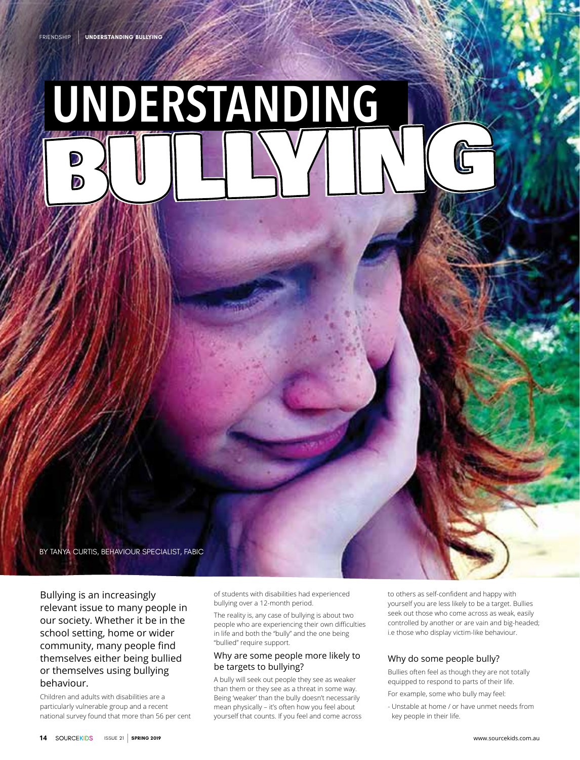# UNDERSTANDING BULLYING

BY TANYA CURTIS, BEHAVIOUR SPECIALIST, FABIC

Bullying is an increasingly relevant issue to many people in our society. Whether it be in the school setting, home or wider community, many people find themselves either being bullied or themselves using bullying behaviour.

Children and adults with disabilities are a particularly vulnerable group and a recent national survey found that more than 56 per cent of students with disabilities had experienced bullying over a 12-month period.

The reality is, any case of bullying is about two people who are experiencing their own difficulties in life and both the "bully" and the one being "bullied" require support.

## Why are some people more likely to be targets to bullying?

A bully will seek out people they see as weaker than them or they see as a threat in some way. Being 'weaker' than the bully doesn't necessarily mean physically – it's often how you feel about yourself that counts. If you feel and come across to others as self-confident and happy with yourself you are less likely to be a target. Bullies seek out those who come across as weak, easily controlled by another or are vain and big-headed; i.e those who display victim-like behaviour.

## Why do some people bully?

Bullies often feel as though they are not totally equipped to respond to parts of their life.

For example, some who bully may feel:

- Unstable at home / or have unmet needs from key people in their life.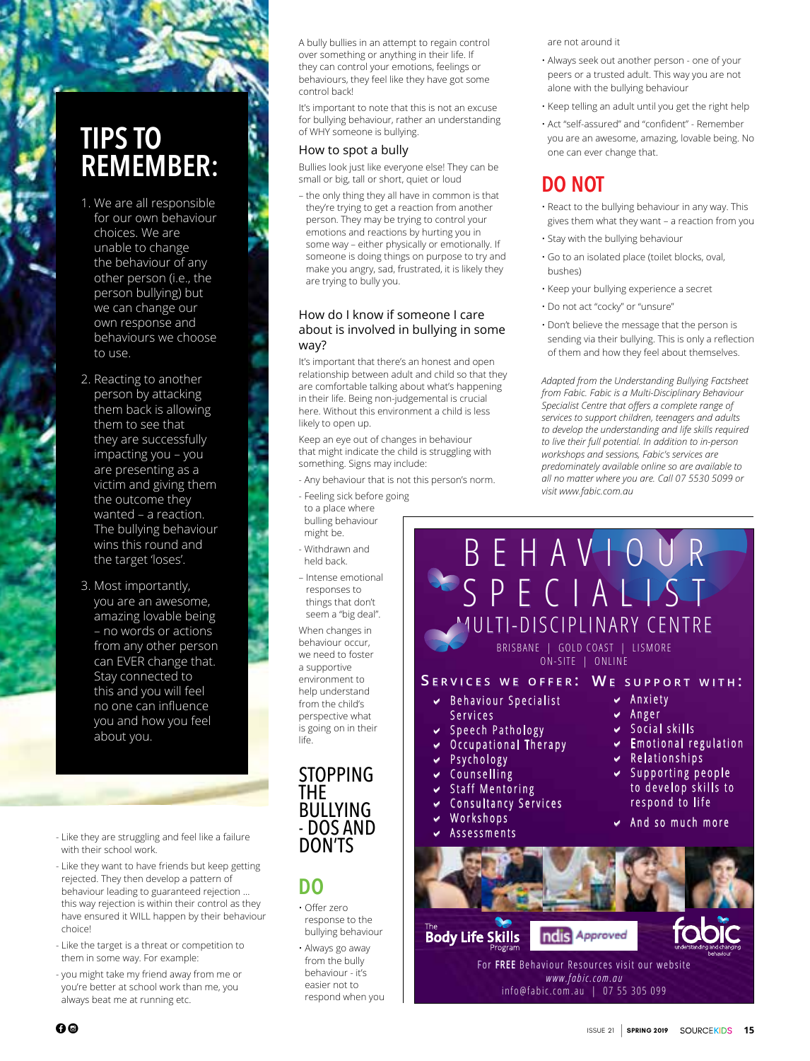# TIPS TO REMEMBER:

1. We are all responsible for our own behaviour choices. We are unable to change the behaviour of any other person (i.e., the person bullying) but we can change our own response and behaviours we choose to use.

2. Reacting to another person by attacking them back is allowing them to see that they are successfully impacting you – you are presenting as a victim and giving them the outcome they wanted – a reaction. The bullying behaviour wins this round and the target 'loses'.

3. Most importantly, you are an awesome, amazing lovable being – no words or actions from any other person can EVER change that. Stay connected to this and you will feel no one can influence you and how you feel about you.

- Like they are struggling and feel like a failure with their school work.
- Like they want to have friends but keep getting rejected. They then develop a pattern of behaviour leading to guaranteed rejection ... this way rejection is within their control as they have ensured it WILL happen by their behaviour choice!
- Like the target is a threat or competition to them in some way. For example:
- you might take my friend away from me or you're better at school work than me, you always beat me at running etc.

A bully bullies in an attempt to regain control over something or anything in their life. If they can control your emotions, feelings or behaviours, they feel like they have got some control back!

It's important to note that this is not an excuse for bullying behaviour, rather an understanding of WHY someone is bullying.

## How to spot a bully

Bullies look just like everyone else! They can be small or big, tall or short, quiet or loud

– the only thing they all have in common is that they're trying to get a reaction from another person. They may be trying to control your emotions and reactions by hurting you in some way – either physically or emotionally. If someone is doing things on purpose to try and make you angry, sad, frustrated, it is likely they are trying to bully you.

## How do I know if someone I care about is involved in bullying in some way?

It's important that there's an honest and open relationship between adult and child so that they are comfortable talking about what's happening in their life. Being non-judgemental is crucial here. Without this environment a child is less likely to open up.

Keep an eye out of changes in behaviour that might indicate the child is struggling with something. Signs may include:

- Any behaviour that is not this person's norm.
- Feeling sick before going to a place where bulling behaviour might be.
- Withdrawn and held back.
- Intense emotional responses to things that don't seem a "big deal".

When changes in behaviour occur, we need to foster a supportive environment to help understand from the child's perspective what is going on in their life.

## STOPPING THE BULLYING - DOS AND DON'TS

## DO

- Offer zero response to the bullying behaviour
- Always go away from the bully behaviour - it's easier not to respond when you are not around it
- Always seek out another person - one of your peers or a trusted adult. This way you are not alone with the bullying behaviour
- Keep telling an adult until you get the right help
- Act "self-assured" and "confident" - Remember you are an awesome, amazing, lovable being. No one can ever change that.

## DO NOT

- React to the bullying behaviour in any way. This gives them what they want – a reaction from you
- Stay with the bullying behaviour
- Go to an isolated place (toilet blocks, oval, bushes)
- Keep your bullying experience a secret
- Do not act "cocky" or "unsure"
- Don't believe the message that the person is sending via their bullying. This is only a reflection of them and how they feel about themselves.

*Adapted from the Understanding Bullying Factsheet from Fabic. Fabic is a Multi-Disciplinary Behaviour Specialist Centre that offers a complete range of services to support children, teenagers and adults to develop the understanding and life skills required to live their full potential. In addition to in-person workshops and sessions, Fabic's services are predominately available online so are available to all no matter where you are. Call 07 5530 5099 or visit www.fabic.com.au*

BEHAVIOUR SPECIALIST
MULTI-DISCIPLINARY CENTRE
BRISBANE | GOLD COAST | LISMORE
ON-SITE | ONLINE

SERVICES WE OFFER:
- Behaviour Specialist Services
- Speech Pathology
- Occupational Therapy
- Psychology
- Counselling
- Staff Mentoring
- Consultancy Services
- Workshops
- Assessments

WE SUPPORT WITH:
- Anxiety
- Anger
- Social skills
- Emotional regulation
- Relationships
- Supporting people to develop skills to respond to life
- And so much more

The Body Life Skills Program
ndis Approved
fabic understanding and changing behaviour

For FREE Behaviour Resources visit our website
www.fabic.com.au
info@fabic.com.au | 07 55 305 099